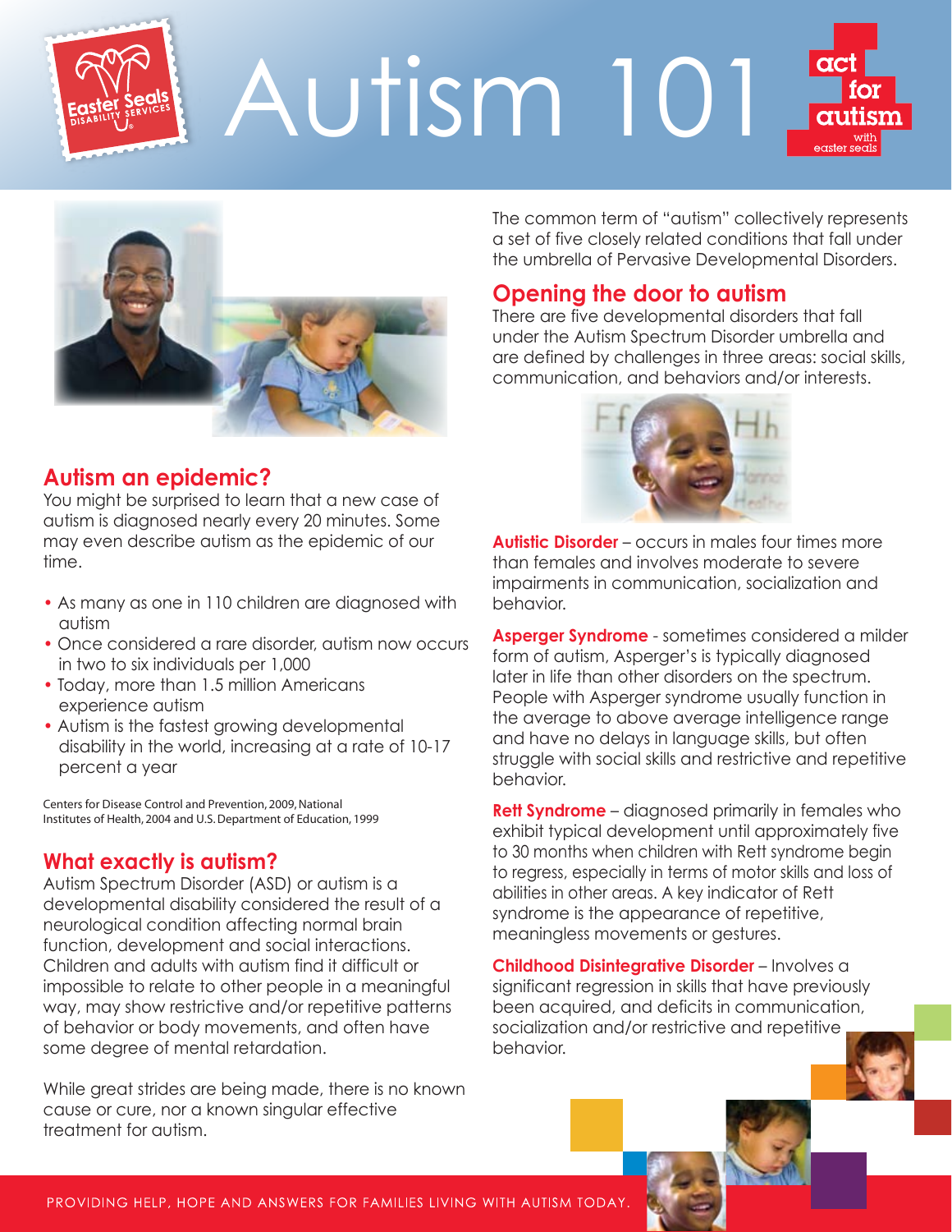# Autism 101

## Autism an epidemic?

You might be surprised to learn that a new case of autism is diagnosed nearly every 20 minutes. Some may even describe autism as the epidemic of our time.

- As many as one in 110 children are diagnosed with autism
- Once considered a rare disorder, autism now occurs in two to six individuals per 1,000
- Today, more than 1.5 million Americans experience autism
- Autism is the fastest growing developmental disability in the world, increasing at a rate of 10-17 percent a year

Centers for Disease Control and Prevention, 2009, National Institutes of Health, 2004 and U.S. Department of Education, 1999

## What exactly is autism?

Autism Spectrum Disorder (ASD) or autism is a developmental disability considered the result of a neurological condition affecting normal brain function, development and social interactions. Children and adults with autism find it difficult or impossible to relate to other people in a meaningful way, may show restrictive and/or repetitive patterns of behavior or body movements, and often have some degree of mental retardation.

While great strides are being made, there is no known cause or cure, nor a known singular effective treatment for autism.

The common term of "autism" collectively represents a set of five closely related conditions that fall under the umbrella of Pervasive Developmental Disorders.

## Opening the door to autism

There are five developmental disorders that fall under the Autism Spectrum Disorder umbrella and are defined by challenges in three areas: social skills, communication, and behaviors and/or interests.

**Autistic Disorder** – occurs in males four times more than females and involves moderate to severe impairments in communication, socialization and behavior.

**Asperger Syndrome** - sometimes considered a milder form of autism, Asperger's is typically diagnosed later in life than other disorders on the spectrum. People with Asperger syndrome usually function in the average to above average intelligence range and have no delays in language skills, but often struggle with social skills and restrictive and repetitive behavior.

**Rett Syndrome** – diagnosed primarily in females who exhibit typical development until approximately five to 30 months when children with Rett syndrome begin to regress, especially in terms of motor skills and loss of abilities in other areas. A key indicator of Rett syndrome is the appearance of repetitive, meaningless movements or gestures.

**Childhood Disintegrative Disorder** – Involves a significant regression in skills that have previously been acquired, and deficits in communication, socialization and/or restrictive and repetitive behavior.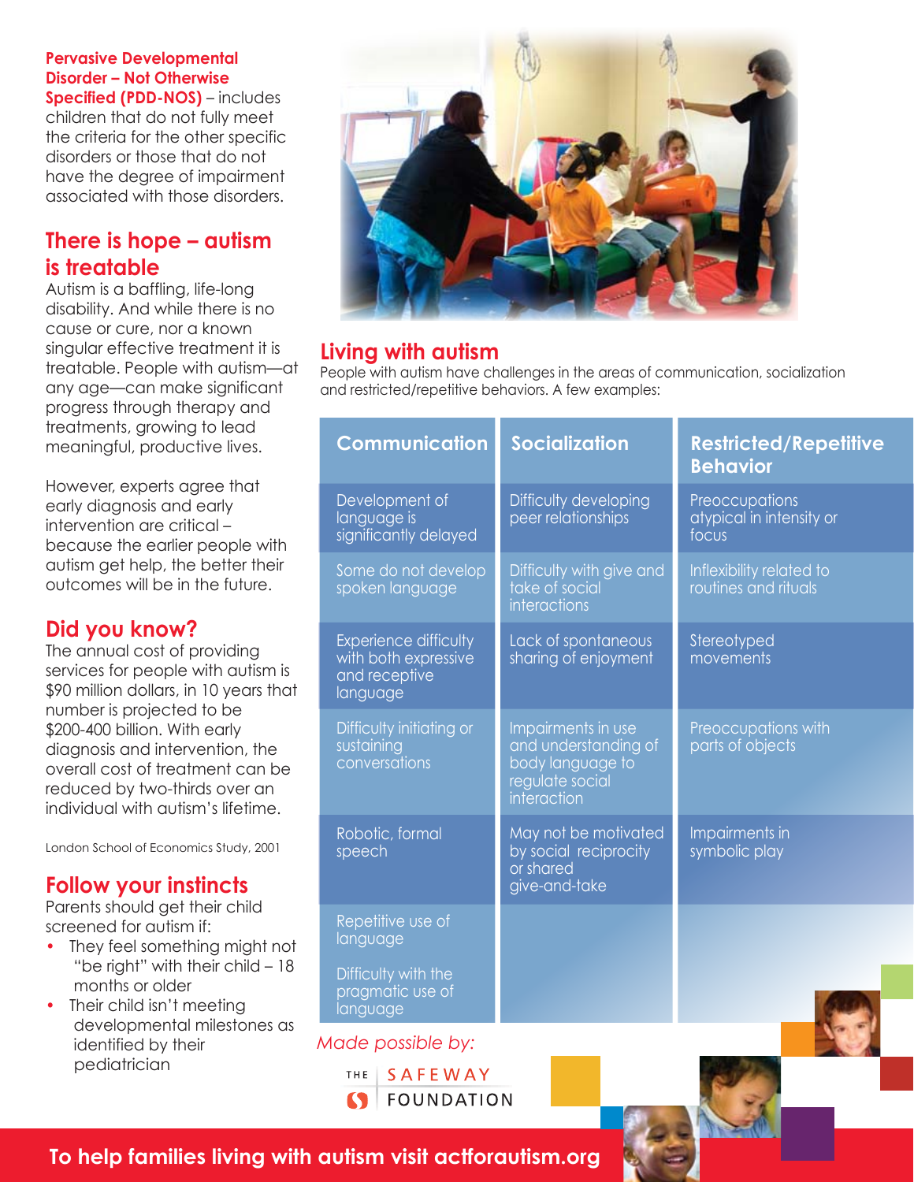**Pervasive Developmental Disorder – Not Otherwise Specified (PDD-NOS)** – includes children that do not fully meet the criteria for the other specific disorders or those that do not have the degree of impairment associated with those disorders.

## There is hope – autism is treatable

Autism is a baffling, life-long disability. And while there is no cause or cure, nor a known singular effective treatment it is treatable. People with autism—at any age—can make significant progress through therapy and treatments, growing to lead meaningful, productive lives.

However, experts agree that early diagnosis and early intervention are critical – because the earlier people with autism get help, the better their outcomes will be in the future.

## Did you know?

The annual cost of providing services for people with autism is $90 million dollars, in 10 years that number is projected to be $200-400 billion. With early diagnosis and intervention, the overall cost of treatment can be reduced by two-thirds over an individual with autism's lifetime.

London School of Economics Study, 2001

## Follow your instincts

Parents should get their child screened for autism if:

- They feel something might not "be right" with their child – 18 months or older
- Their child isn't meeting developmental milestones as identified by their pediatrician

## Living with autism

People with autism have challenges in the areas of communication, socialization and restricted/repetitive behaviors. A few examples:

| Communication | Socialization | Restricted/Repetitive Behavior |
|---|---|---|
| Development of language is significantly delayed | Difficulty developing peer relationships | Preoccupations atypical in intensity or focus |
| Some do not develop spoken language | Difficulty with give and take of social interactions | Inflexibility related to routines and rituals |
| Experience difficulty with both expressive and receptive language | Lack of spontaneous sharing of enjoyment | Stereotyped movements |
| Difficulty initiating or sustaining conversations | Impairments in use and understanding of body language to regulate social interaction | Preoccupations with parts of objects |
| Robotic, formal speech | May not be motivated by social reciprocity or shared give-and-take | Impairments in symbolic play |
| Repetitive use of language | | |
| Difficulty with the pragmatic use of language | | |

*Made possible by:*

THE SAFEWAY FOUNDATION

**To help families living with autism visit actforautism.org**